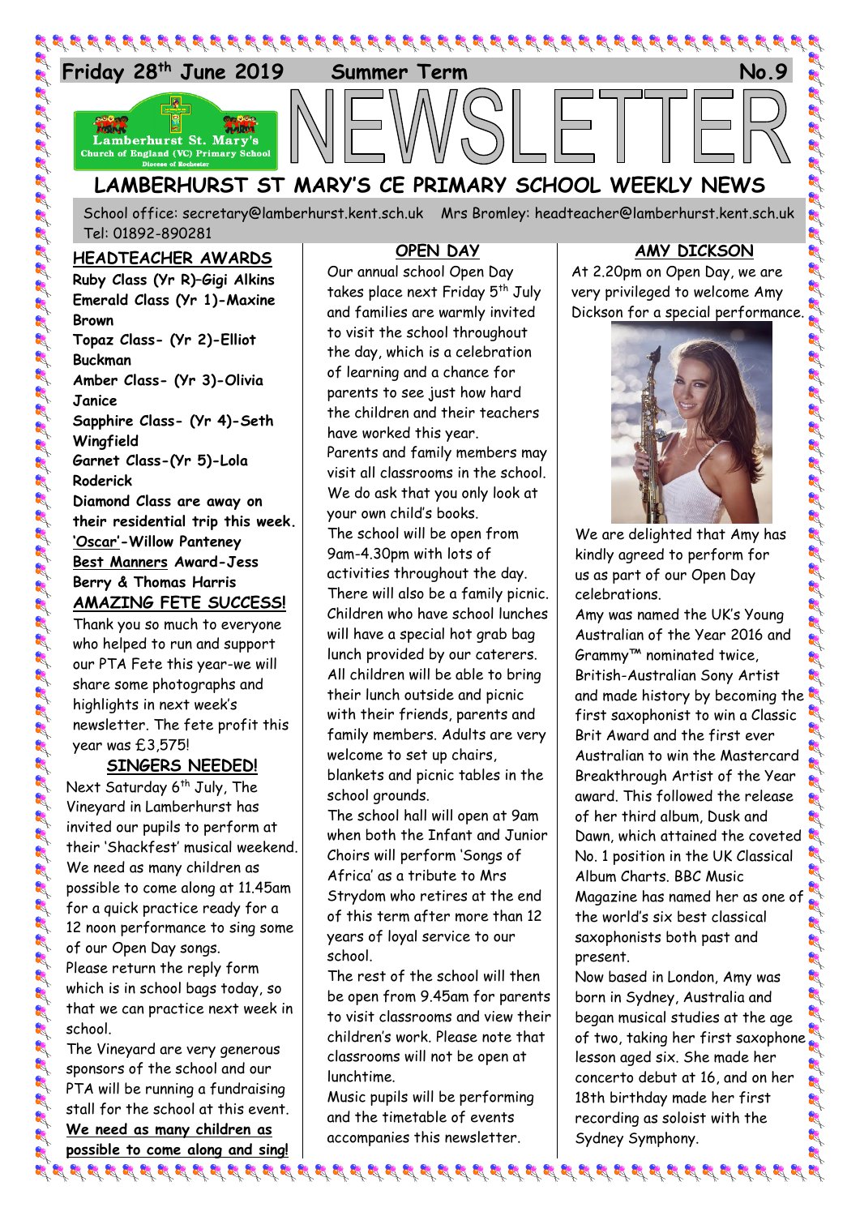**Friday 28th June 2019 Summer Term No.9**

# NEWSLETTER

## LAMBERHURST ST MARY'S CE PRIMARY SCHOOL WEEKLY NEWS

School office: secretary@lamberhurst.kent.sch.uk Mrs Bromley: headteacher@lamberhurst.kent.sch.uk Tel: 01892-890281

### HEADTEACHER AWARDS

**Ruby Class (Yr R)–Gigi Alkins**
**Emerald Class (Yr 1)-Maxine Brown**
**Topaz Class- (Yr 2)-Elliot Buckman**
**Amber Class- (Yr 3)-Olivia Janice**
**Sapphire Class- (Yr 4)-Seth Wingfield**
**Garnet Class-(Yr 5)-Lola Roderick**
**Diamond Class are away on their residential trip this week.**
**'Oscar'-Willow Panteney**
**Best Manners Award-Jess Berry & Thomas Harris**

### AMAZING FETE SUCCESS!

Thank you so much to everyone who helped to run and support our PTA Fete this year-we will share some photographs and highlights in next week's newsletter. The fete profit this year was £3,575!

### SINGERS NEEDED!

Next Saturday 6th July, The Vineyard in Lamberhurst has invited our pupils to perform at their 'Shackfest' musical weekend. We need as many children as possible to come along at 11.45am for a quick practice ready for a 12 noon performance to sing some of our Open Day songs.

Please return the reply form which is in school bags today, so that we can practice next week in school.

The Vineyard are very generous sponsors of the school and our PTA will be running a fundraising stall for the school at this event.

**We need as many children as possible to come along and sing!**

### OPEN DAY

Our annual school Open Day takes place next Friday 5th July and families are warmly invited to visit the school throughout the day, which is a celebration of learning and a chance for parents to see just how hard the children and their teachers have worked this year.

Parents and family members may visit all classrooms in the school. We do ask that you only look at your own child's books.

The school will be open from 9am-4.30pm with lots of activities throughout the day. There will also be a family picnic. Children who have school lunches will have a special hot grab bag lunch provided by our caterers. All children will be able to bring their lunch outside and picnic with their friends, parents and family members. Adults are very welcome to set up chairs, blankets and picnic tables in the school grounds.

The school hall will open at 9am when both the Infant and Junior Choirs will perform 'Songs of Africa' as a tribute to Mrs Strydom who retires at the end of this term after more than 12 years of loyal service to our school.

The rest of the school will then be open from 9.45am for parents to visit classrooms and view their children's work. Please note that classrooms will not be open at lunchtime.

Music pupils will be performing and the timetable of events accompanies this newsletter.

### AMY DICKSON

At 2.20pm on Open Day, we are very privileged to welcome Amy Dickson for a special performance.

We are delighted that Amy has kindly agreed to perform for us as part of our Open Day celebrations.

Amy was named the UK's Young Australian of the Year 2016 and Grammy™ nominated twice, British-Australian Sony Artist and made history by becoming the first saxophonist to win a Classic Brit Award and the first ever Australian to win the Mastercard Breakthrough Artist of the Year award. This followed the release of her third album, Dusk and Dawn, which attained the coveted No. 1 position in the UK Classical Album Charts. BBC Music Magazine has named her as one of the world's six best classical saxophonists both past and present.

Now based in London, Amy was born in Sydney, Australia and began musical studies at the age of two, taking her first saxophone lesson aged six. She made her concerto debut at 16, and on her 18th birthday made her first recording as soloist with the Sydney Symphony.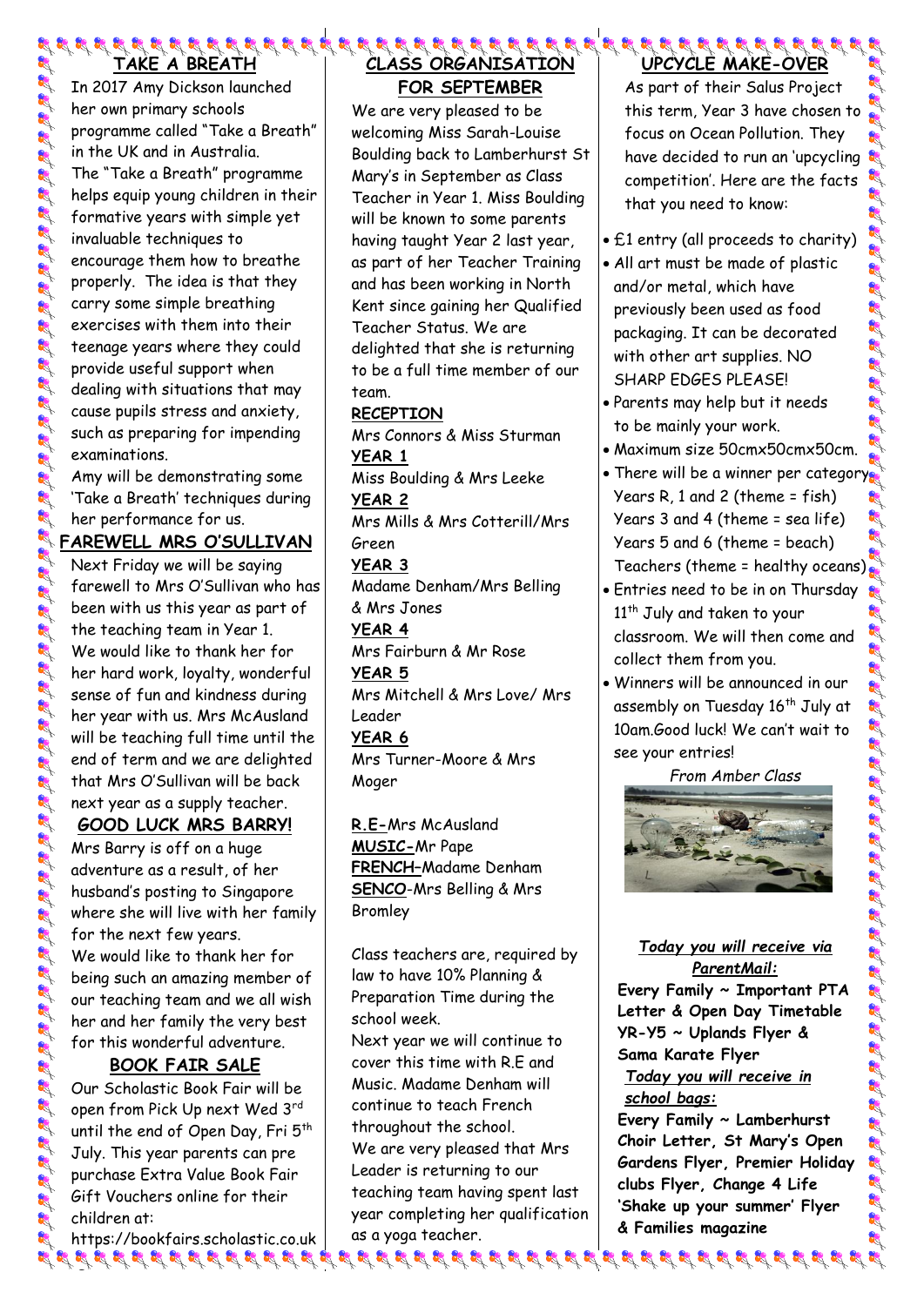## TAKE A BREATH

In 2017 Amy Dickson launched her own primary schools programme called "Take a Breath" in the UK and in Australia. The "Take a Breath" programme helps equip young children in their formative years with simple yet invaluable techniques to encourage them how to breathe properly. The idea is that they carry some simple breathing exercises with them into their teenage years where they could provide useful support when dealing with situations that may cause pupils stress and anxiety, such as preparing for impending examinations.

Amy will be demonstrating some 'Take a Breath' techniques during her performance for us.

## FAREWELL MRS O'SULLIVAN

Next Friday we will be saying farewell to Mrs O'Sullivan who has been with us this year as part of the teaching team in Year 1. We would like to thank her for her hard work, loyalty, wonderful sense of fun and kindness during her year with us. Mrs McAusland will be teaching full time until the end of term and we are delighted that Mrs O'Sullivan will be back next year as a supply teacher.

## GOOD LUCK MRS BARRY!

Mrs Barry is off on a huge adventure as a result, of her husband's posting to Singapore where she will live with her family for the next few years.

We would like to thank her for being such an amazing member of our teaching team and we all wish her and her family the very best for this wonderful adventure.

## BOOK FAIR SALE

Our Scholastic Book Fair will be open from Pick Up next Wed 3rd until the end of Open Day, Fri 5th July. This year parents can pre purchase Extra Value Book Fair Gift Vouchers online for their children at:

https://bookfairs.scholastic.co.uk

## CLASS ORGANISATION FOR SEPTEMBER

We are very pleased to be welcoming Miss Sarah-Louise Boulding back to Lamberhurst St Mary's in September as Class Teacher in Year 1. Miss Boulding will be known to some parents having taught Year 2 last year, as part of her Teacher Training and has been working in North Kent since gaining her Qualified Teacher Status. We are delighted that she is returning to be a full time member of our team.

**RECEPTION**
Mrs Connors & Miss Sturman

**YEAR 1**
Miss Boulding & Mrs Leeke

**YEAR 2**
Mrs Mills & Mrs Cotterill/Mrs Green

**YEAR 3**
Madame Denham/Mrs Belling & Mrs Jones

**YEAR 4**
Mrs Fairburn & Mr Rose

**YEAR 5**
Mrs Mitchell & Mrs Love/ Mrs Leader

**YEAR 6**
Mrs Turner-Moore & Mrs Moger

**R.E-**Mrs McAusland
**MUSIC-**Mr Pape
**FRENCH–**Madame Denham
**SENCO**-Mrs Belling & Mrs Bromley

Class teachers are, required by law to have 10% Planning & Preparation Time during the school week.

Next year we will continue to cover this time with R.E and Music. Madame Denham will continue to teach French throughout the school.

We are very pleased that Mrs Leader is returning to our teaching team having spent last year completing her qualification as a yoga teacher.

## UPCYCLE MAKE-OVER

As part of their Salus Project this term, Year 3 have chosen to focus on Ocean Pollution. They have decided to run an 'upcycling competition'. Here are the facts that you need to know:

- £1 entry (all proceeds to charity)
- All art must be made of plastic and/or metal, which have previously been used as food packaging. It can be decorated with other art supplies. NO SHARP EDGES PLEASE!
- Parents may help but it needs to be mainly your work.
- Maximum size 50cmx50cmx50cm.
- There will be a winner per category Years R, 1 and 2 (theme = fish) Years 3 and 4 (theme = sea life) Years 5 and 6 (theme = beach) Teachers (theme = healthy oceans)
- Entries need to be in on Thursday 11th July and taken to your classroom. We will then come and collect them from you.
- Winners will be announced in our assembly on Tuesday 16th July at 10am.Good luck! We can't wait to see your entries!

*From Amber Class*

***Today you will receive via ParentMail:***

**Every Family ~ Important PTA Letter & Open Day Timetable**
**YR-Y5 ~ Uplands Flyer & Sama Karate Flyer**

***Today you will receive in school bags:***

**Every Family ~ Lamberhurst Choir Letter, St Mary's Open Gardens Flyer, Premier Holiday clubs Flyer, Change 4 Life 'Shake up your summer' Flyer & Families magazine**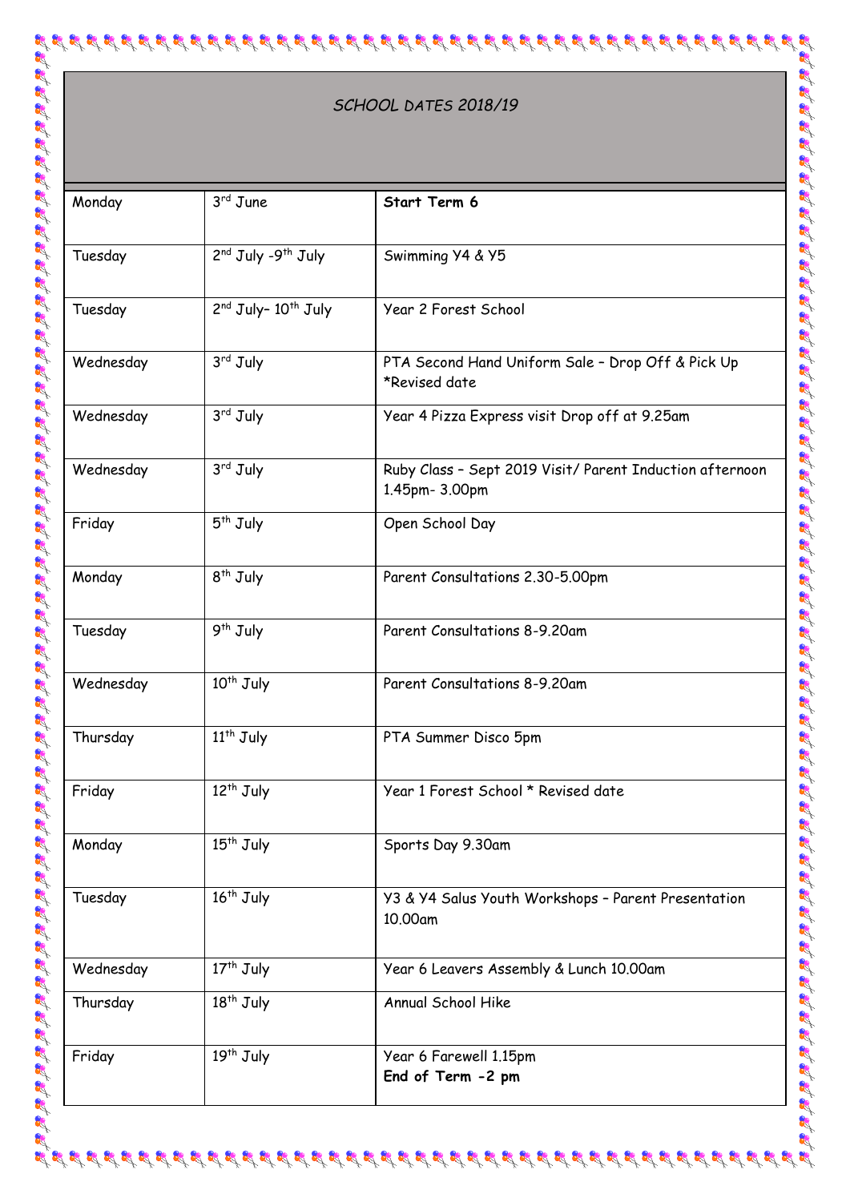# *SCHOOL DATES 2018/19*

| | | |
|---|---|---|
| Monday | 3rd June | **Start Term 6** |
| Tuesday | 2nd July -9th July | Swimming Y4 & Y5 |
| Tuesday | 2nd July– 10th July | Year 2 Forest School |
| Wednesday | 3rd July | PTA Second Hand Uniform Sale – Drop Off & Pick Up *Revised date |
| Wednesday | 3rd July | Year 4 Pizza Express visit Drop off at 9.25am |
| Wednesday | 3rd July | Ruby Class – Sept 2019 Visit/ Parent Induction afternoon 1.45pm- 3.00pm |
| Friday | 5th July | Open School Day |
| Monday | 8th July | Parent Consultations 2.30-5.00pm |
| Tuesday | 9th July | Parent Consultations 8-9.20am |
| Wednesday | 10th July | Parent Consultations 8-9.20am |
| Thursday | 11th July | PTA Summer Disco 5pm |
| Friday | 12th July | Year 1 Forest School * Revised date |
| Monday | 15th July | Sports Day 9.30am |
| Tuesday | 16th July | Y3 & Y4 Salus Youth Workshops – Parent Presentation 10.00am |
| Wednesday | 17th July | Year 6 Leavers Assembly & Lunch 10.00am |
| Thursday | 18th July | Annual School Hike |
| Friday | 19th July | Year 6 Farewell 1.15pm<br>**End of Term -2 pm** |